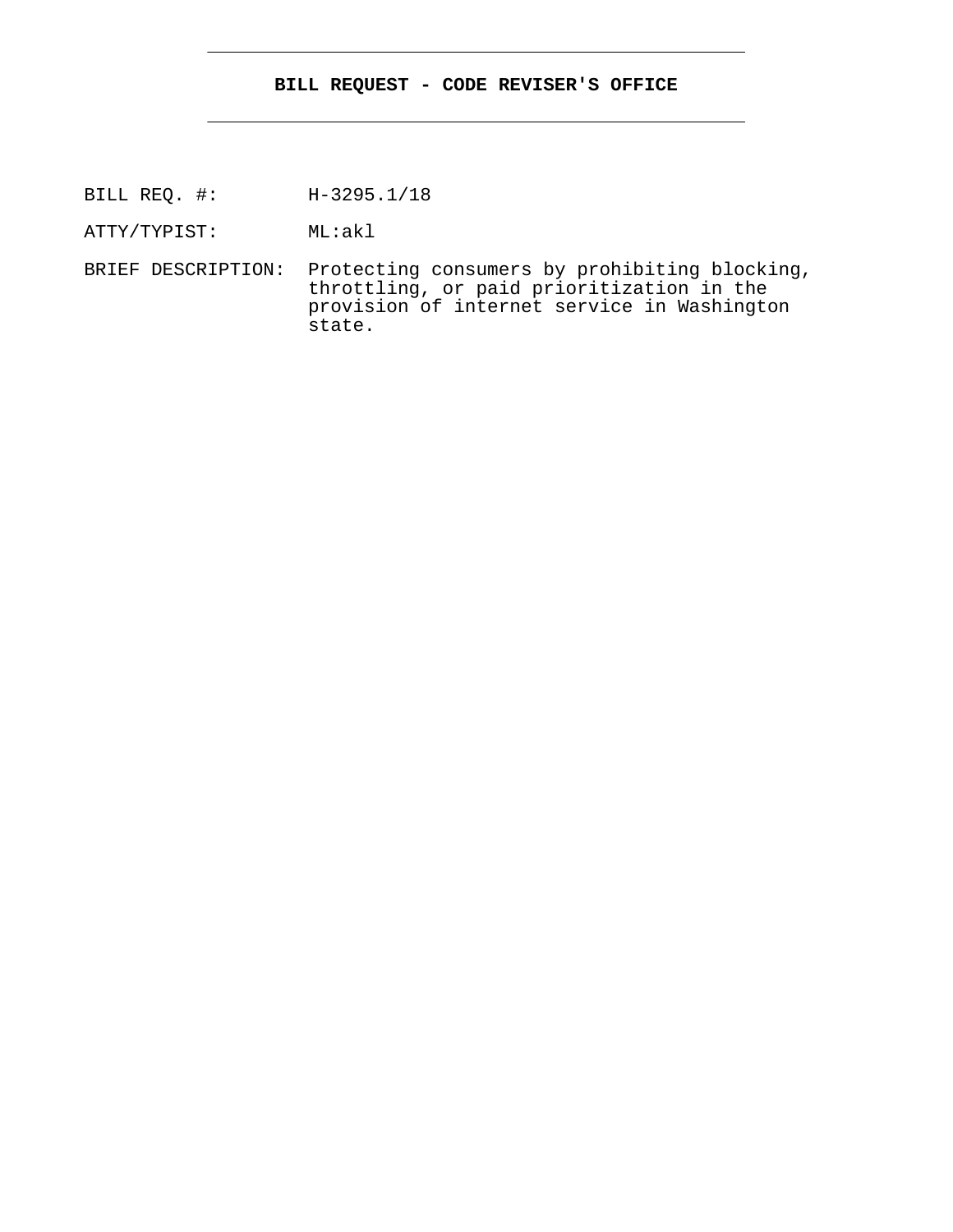**BILL REQUEST - CODE REVISER'S OFFICE**

BILL REQ. #: H-3295.1/18

ATTY/TYPIST: ML:akl

BRIEF DESCRIPTION: Protecting consumers by prohibiting blocking, throttling, or paid prioritization in the provision of internet service in Washington state.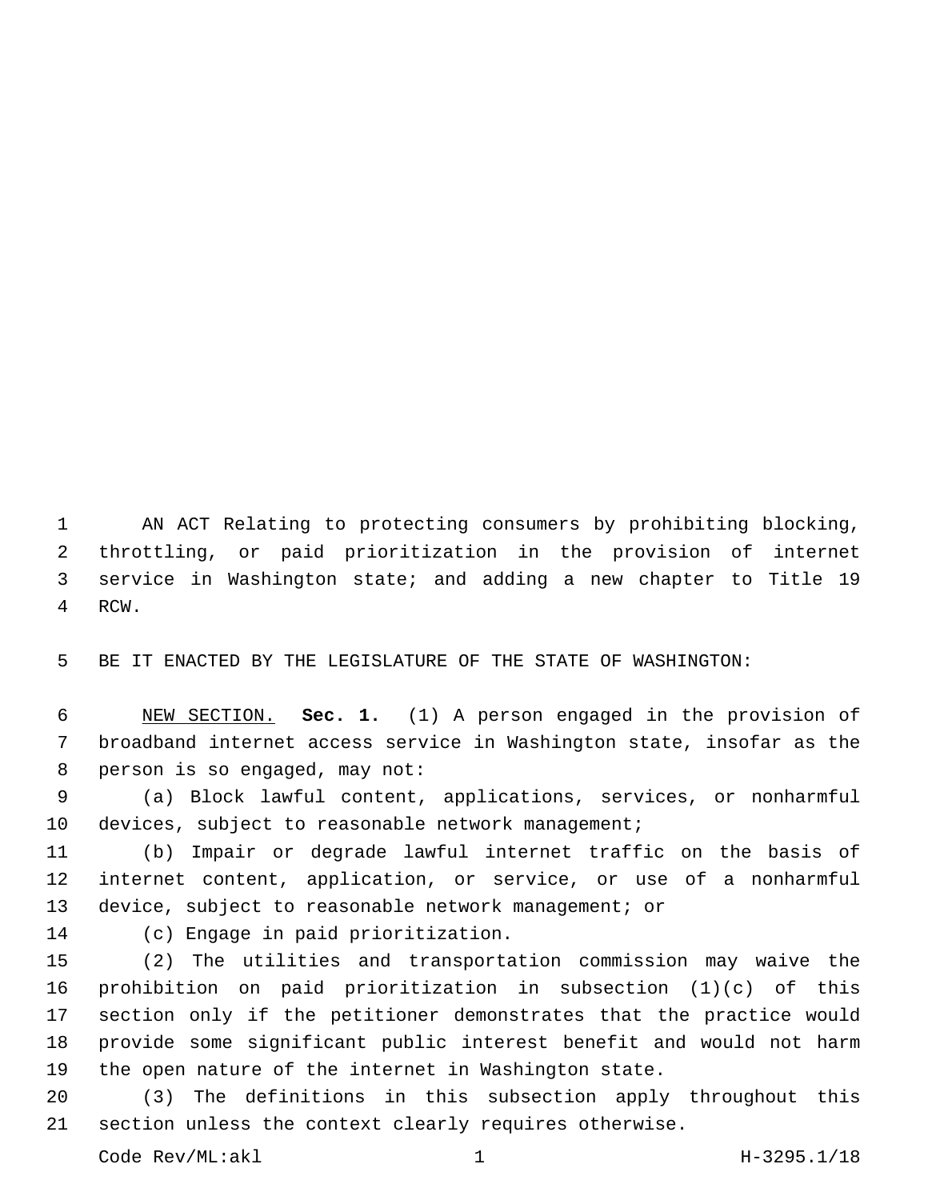AN ACT Relating to protecting consumers by prohibiting blocking, throttling, or paid prioritization in the provision of internet service in Washington state; and adding a new chapter to Title 19 RCW.

BE IT ENACTED BY THE LEGISLATURE OF THE STATE OF WASHINGTON:

NEW SECTION. **Sec. 1.** (1) A person engaged in the provision of broadband internet access service in Washington state, insofar as the person is so engaged, may not:

(a) Block lawful content, applications, services, or nonharmful devices, subject to reasonable network management;

(b) Impair or degrade lawful internet traffic on the basis of internet content, application, or service, or use of a nonharmful device, subject to reasonable network management; or

(c) Engage in paid prioritization.

(2) The utilities and transportation commission may waive the prohibition on paid prioritization in subsection (1)(c) of this section only if the petitioner demonstrates that the practice would provide some significant public interest benefit and would not harm the open nature of the internet in Washington state.

(3) The definitions in this subsection apply throughout this section unless the context clearly requires otherwise.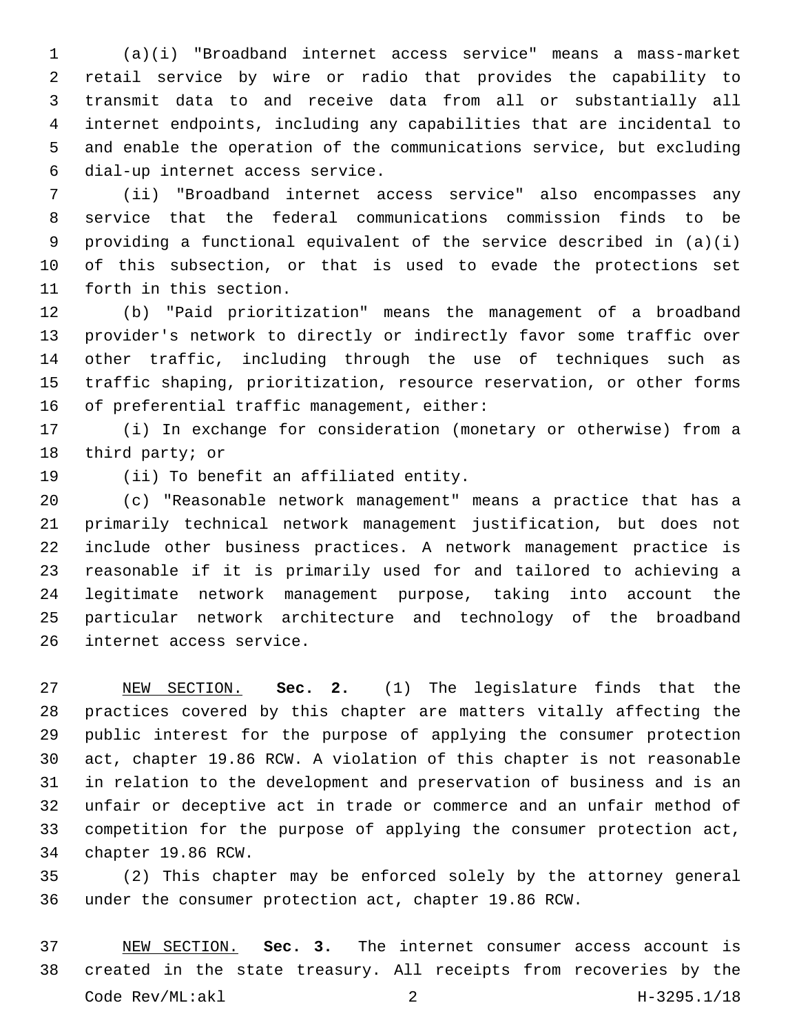(a)(i) "Broadband internet access service" means a mass-market retail service by wire or radio that provides the capability to transmit data to and receive data from all or substantially all internet endpoints, including any capabilities that are incidental to and enable the operation of the communications service, but excluding dial-up internet access service.

(ii) "Broadband internet access service" also encompasses any service that the federal communications commission finds to be providing a functional equivalent of the service described in (a)(i) of this subsection, or that is used to evade the protections set forth in this section.

(b) "Paid prioritization" means the management of a broadband provider's network to directly or indirectly favor some traffic over other traffic, including through the use of techniques such as traffic shaping, prioritization, resource reservation, or other forms of preferential traffic management, either:

(i) In exchange for consideration (monetary or otherwise) from a third party; or

(ii) To benefit an affiliated entity.

(c) "Reasonable network management" means a practice that has a primarily technical network management justification, but does not include other business practices. A network management practice is reasonable if it is primarily used for and tailored to achieving a legitimate network management purpose, taking into account the particular network architecture and technology of the broadband internet access service.

NEW SECTION. **Sec. 2.** (1) The legislature finds that the practices covered by this chapter are matters vitally affecting the public interest for the purpose of applying the consumer protection act, chapter 19.86 RCW. A violation of this chapter is not reasonable in relation to the development and preservation of business and is an unfair or deceptive act in trade or commerce and an unfair method of competition for the purpose of applying the consumer protection act, chapter 19.86 RCW.

(2) This chapter may be enforced solely by the attorney general under the consumer protection act, chapter 19.86 RCW.

NEW SECTION. **Sec. 3.** The internet consumer access account is created in the state treasury. All receipts from recoveries by the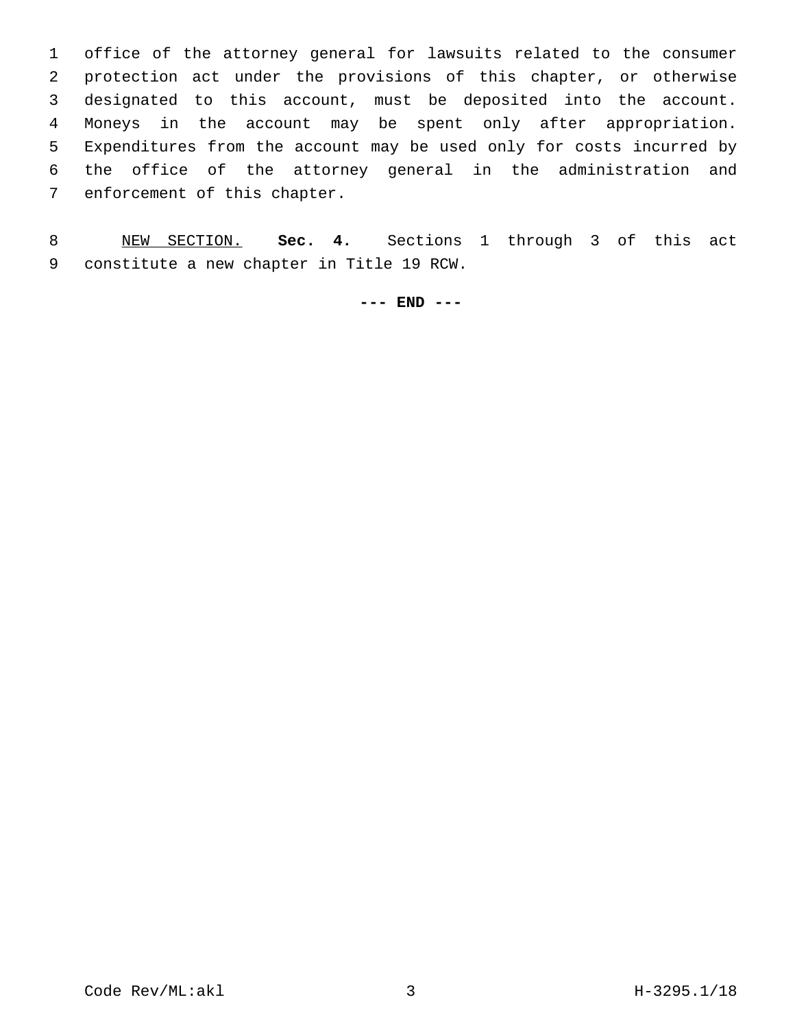office of the attorney general for lawsuits related to the consumer protection act under the provisions of this chapter, or otherwise designated to this account, must be deposited into the account. Moneys in the account may be spent only after appropriation. Expenditures from the account may be used only for costs incurred by the office of the attorney general in the administration and enforcement of this chapter.

NEW SECTION. **Sec. 4.** Sections 1 through 3 of this act constitute a new chapter in Title 19 RCW.

**--- END ---**